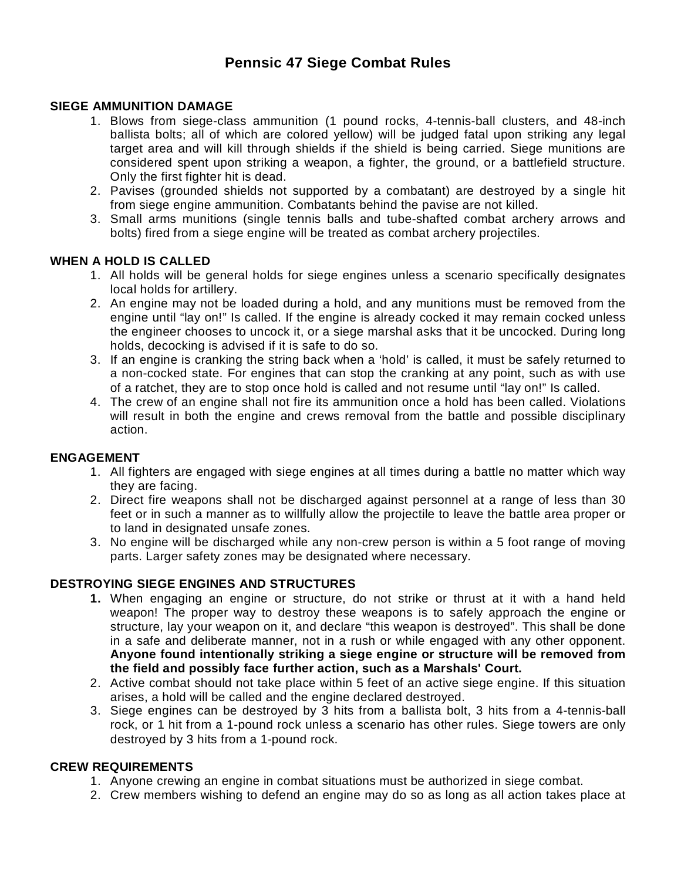# Pennsic 47 Siege Combat Rules

## SIEGE AMMUNITION DAMAGE

1. Blows from siege-class ammunition (1 pound rocks, 4-tennis-ball clusters, and 48-inch ballista bolts; all of which are colored yellow) will be judged fatal upon striking any legal target area and will kill through shields if the shield is being carried. Siege munitions are considered spent upon striking a weapon, a fighter, the ground, or a battlefield structure. Only the first fighter hit is dead.
2. Pavises (grounded shields not supported by a combatant) are destroyed by a single hit from siege engine ammunition. Combatants behind the pavise are not killed.
3. Small arms munitions (single tennis balls and tube-shafted combat archery arrows and bolts) fired from a siege engine will be treated as combat archery projectiles.

## WHEN A HOLD IS CALLED

1. All holds will be general holds for siege engines unless a scenario specifically designates local holds for artillery.
2. An engine may not be loaded during a hold, and any munitions must be removed from the engine until “lay on!” Is called. If the engine is already cocked it may remain cocked unless the engineer chooses to uncock it, or a siege marshal asks that it be uncocked. During long holds, decocking is advised if it is safe to do so.
3. If an engine is cranking the string back when a ‘hold’ is called, it must be safely returned to a non-cocked state. For engines that can stop the cranking at any point, such as with use of a ratchet, they are to stop once hold is called and not resume until “lay on!” Is called.
4. The crew of an engine shall not fire its ammunition once a hold has been called. Violations will result in both the engine and crews removal from the battle and possible disciplinary action.

## ENGAGEMENT

1. All fighters are engaged with siege engines at all times during a battle no matter which way they are facing.
2. Direct fire weapons shall not be discharged against personnel at a range of less than 30 feet or in such a manner as to willfully allow the projectile to leave the battle area proper or to land in designated unsafe zones.
3. No engine will be discharged while any non-crew person is within a 5 foot range of moving parts. Larger safety zones may be designated where necessary.

## DESTROYING SIEGE ENGINES AND STRUCTURES

1. When engaging an engine or structure, do not strike or thrust at it with a hand held weapon! The proper way to destroy these weapons is to safely approach the engine or structure, lay your weapon on it, and declare “this weapon is destroyed”. This shall be done in a safe and deliberate manner, not in a rush or while engaged with any other opponent. **Anyone found intentionally striking a siege engine or structure will be removed from the field and possibly face further action, such as a Marshals' Court.**
2. Active combat should not take place within 5 feet of an active siege engine. If this situation arises, a hold will be called and the engine declared destroyed.
3. Siege engines can be destroyed by 3 hits from a ballista bolt, 3 hits from a 4-tennis-ball rock, or 1 hit from a 1-pound rock unless a scenario has other rules. Siege towers are only destroyed by 3 hits from a 1-pound rock.

## CREW REQUIREMENTS

1. Anyone crewing an engine in combat situations must be authorized in siege combat.
2. Crew members wishing to defend an engine may do so as long as all action takes place at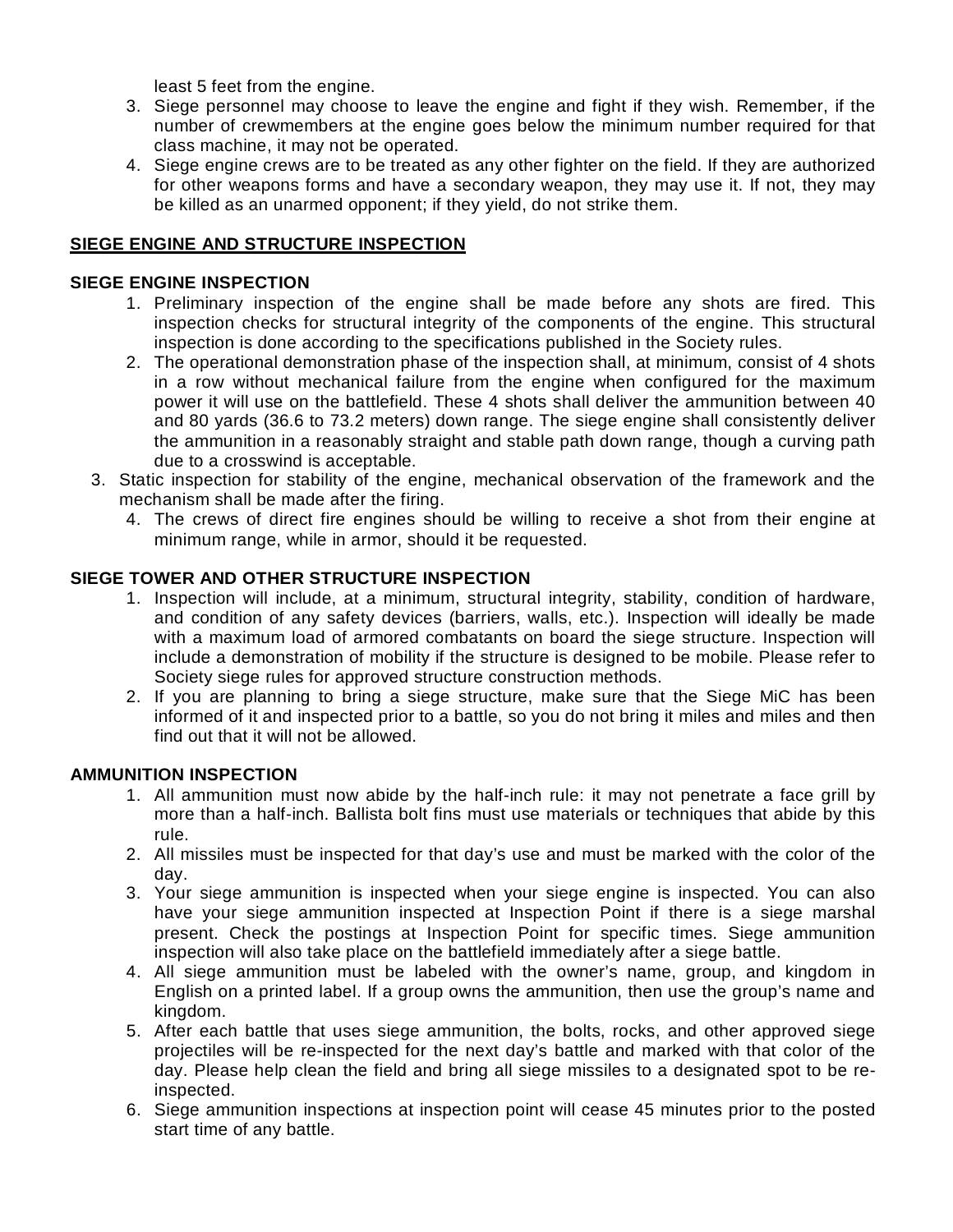least 5 feet from the engine.

3. Siege personnel may choose to leave the engine and fight if they wish. Remember, if the number of crewmembers at the engine goes below the minimum number required for that class machine, it may not be operated.
4. Siege engine crews are to be treated as any other fighter on the field. If they are authorized for other weapons forms and have a secondary weapon, they may use it. If not, they may be killed as an unarmed opponent; if they yield, do not strike them.

## SIEGE ENGINE AND STRUCTURE INSPECTION

### SIEGE ENGINE INSPECTION

1. Preliminary inspection of the engine shall be made before any shots are fired. This inspection checks for structural integrity of the components of the engine. This structural inspection is done according to the specifications published in the Society rules.
2. The operational demonstration phase of the inspection shall, at minimum, consist of 4 shots in a row without mechanical failure from the engine when configured for the maximum power it will use on the battlefield. These 4 shots shall deliver the ammunition between 40 and 80 yards (36.6 to 73.2 meters) down range. The siege engine shall consistently deliver the ammunition in a reasonably straight and stable path down range, though a curving path due to a crosswind is acceptable.
3. Static inspection for stability of the engine, mechanical observation of the framework and the mechanism shall be made after the firing.
4. The crews of direct fire engines should be willing to receive a shot from their engine at minimum range, while in armor, should it be requested.

### SIEGE TOWER AND OTHER STRUCTURE INSPECTION

1. Inspection will include, at a minimum, structural integrity, stability, condition of hardware, and condition of any safety devices (barriers, walls, etc.). Inspection will ideally be made with a maximum load of armored combatants on board the siege structure. Inspection will include a demonstration of mobility if the structure is designed to be mobile. Please refer to Society siege rules for approved structure construction methods.
2. If you are planning to bring a siege structure, make sure that the Siege MiC has been informed of it and inspected prior to a battle, so you do not bring it miles and miles and then find out that it will not be allowed.

### AMMUNITION INSPECTION

1. All ammunition must now abide by the half-inch rule: it may not penetrate a face grill by more than a half-inch. Ballista bolt fins must use materials or techniques that abide by this rule.
2. All missiles must be inspected for that day's use and must be marked with the color of the day.
3. Your siege ammunition is inspected when your siege engine is inspected. You can also have your siege ammunition inspected at Inspection Point if there is a siege marshal present. Check the postings at Inspection Point for specific times. Siege ammunition inspection will also take place on the battlefield immediately after a siege battle.
4. All siege ammunition must be labeled with the owner's name, group, and kingdom in English on a printed label. If a group owns the ammunition, then use the group's name and kingdom.
5. After each battle that uses siege ammunition, the bolts, rocks, and other approved siege projectiles will be re-inspected for the next day's battle and marked with that color of the day. Please help clean the field and bring all siege missiles to a designated spot to be re-inspected.
6. Siege ammunition inspections at inspection point will cease 45 minutes prior to the posted start time of any battle.